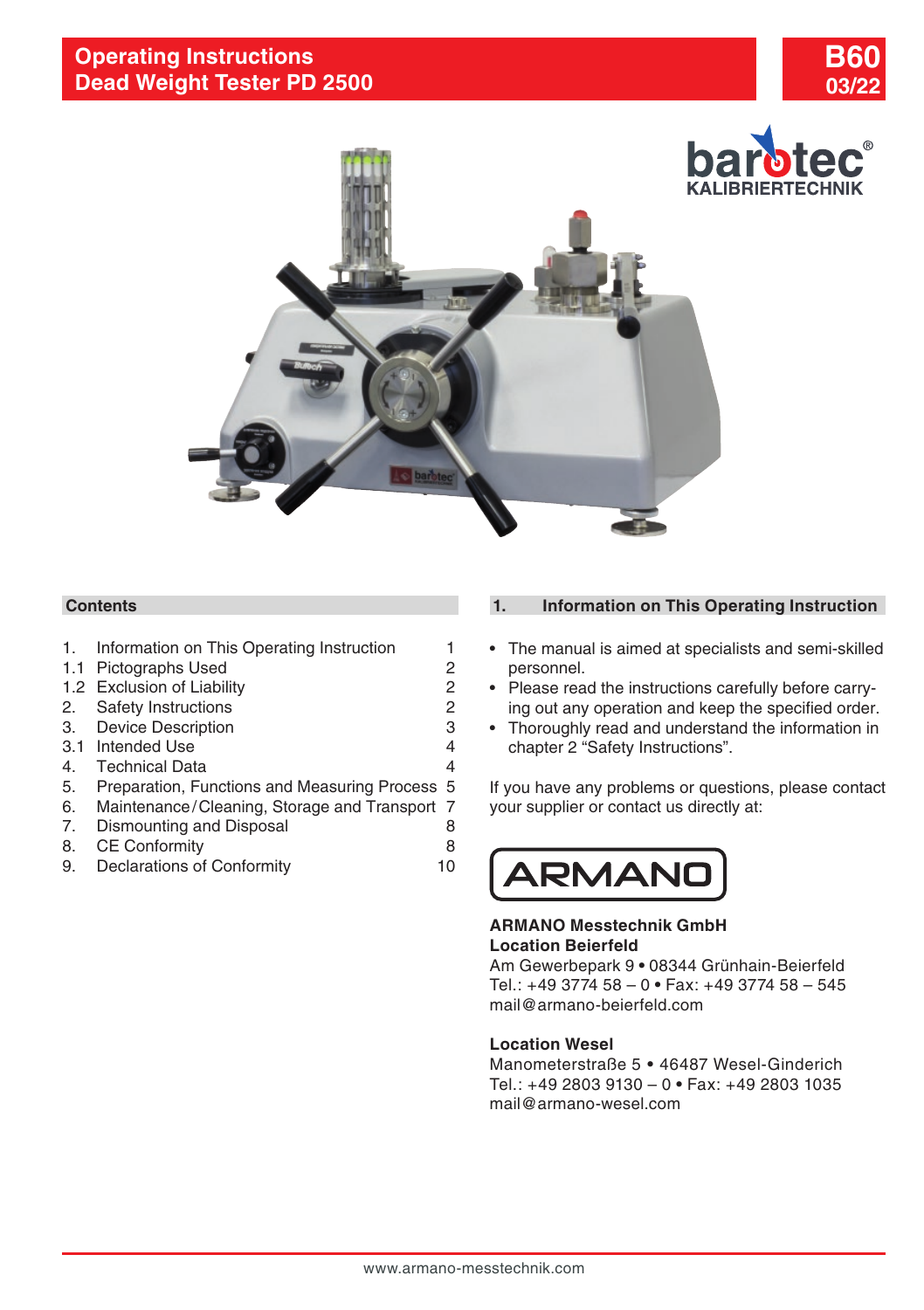# Operating Instructions
# Dead Weight Tester PD 2500

**B60**
**03/22**

barotec KALIBRIERTECHNIK

## Contents

| | | |
|---|---|---|
| 1. | Information on This Operating Instruction | 1 |
| 1.1 | Pictographs Used | 2 |
| 1.2 | Exclusion of Liability | 2 |
| 2. | Safety Instructions | 2 |
| 3. | Device Description | 3 |
| 3.1 | Intended Use | 4 |
| 4. | Technical Data | 4 |
| 5. | Preparation, Functions and Measuring Process | 5 |
| 6. | Maintenance/Cleaning, Storage and Transport | 7 |
| 7. | Dismounting and Disposal | 8 |
| 8. | CE Conformity | 8 |
| 9. | Declarations of Conformity | 10 |

## 1. Information on This Operating Instruction

- The manual is aimed at specialists and semi-skilled personnel.
- Please read the instructions carefully before carrying out any operation and keep the specified order.
- Thoroughly read and understand the information in chapter 2 "Safety Instructions".

If you have any problems or questions, please contact your supplier or contact us directly at:

ARMANO

**ARMANO Messtechnik GmbH**
**Location Beierfeld**
Am Gewerbepark 9 • 08344 Grünhain-Beierfeld
Tel.: +49 3774 58 – 0 • Fax: +49 3774 58 – 545
mail@armano-beierfeld.com

**Location Wesel**
Manometerstraße 5 • 46487 Wesel-Ginderich
Tel.: +49 2803 9130 – 0 • Fax: +49 2803 1035
mail@armano-wesel.com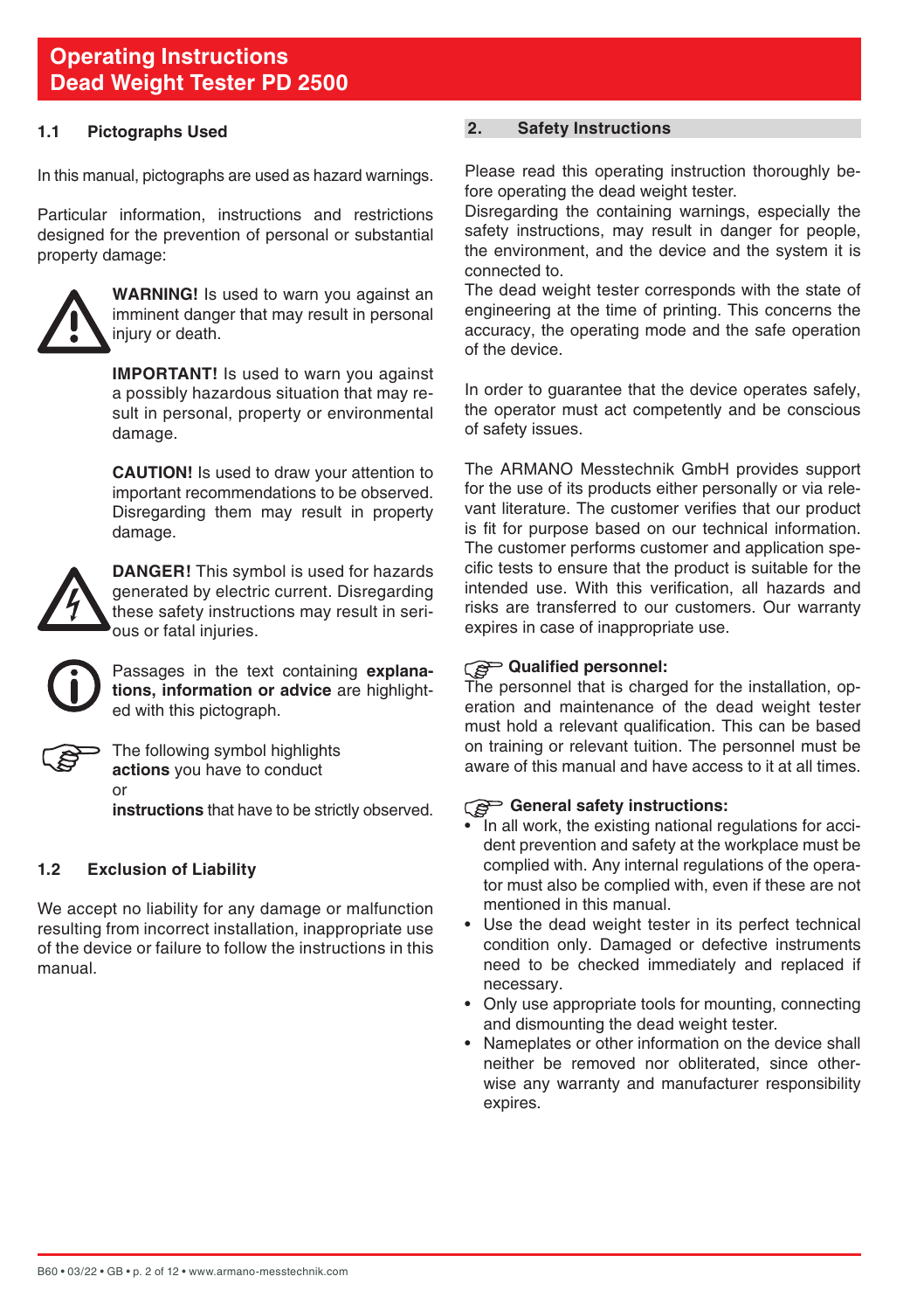### 1.1 Pictographs Used

In this manual, pictographs are used as hazard warnings.

Particular information, instructions and restrictions designed for the prevention of personal or substantial property damage:

**WARNING!** Is used to warn you against an imminent danger that may result in personal injury or death.

**IMPORTANT!** Is used to warn you against a possibly hazardous situation that may result in personal, property or environmental damage.

**CAUTION!** Is used to draw your attention to important recommendations to be observed. Disregarding them may result in property damage.

**DANGER!** This symbol is used for hazards generated by electric current. Disregarding these safety instructions may result in serious or fatal injuries.

Passages in the text containing **explanations, information or advice** are highlighted with this pictograph.

The following symbol highlights **actions** you have to conduct or **instructions** that have to be strictly observed.

### 1.2 Exclusion of Liability

We accept no liability for any damage or malfunction resulting from incorrect installation, inappropriate use of the device or failure to follow the instructions in this manual.

## 2. Safety Instructions

Please read this operating instruction thoroughly before operating the dead weight tester.
Disregarding the containing warnings, especially the safety instructions, may result in danger for people, the environment, and the device and the system it is connected to.
The dead weight tester corresponds with the state of engineering at the time of printing. This concerns the accuracy, the operating mode and the safe operation of the device.

In order to guarantee that the device operates safely, the operator must act competently and be conscious of safety issues.

The ARMANO Messtechnik GmbH provides support for the use of its products either personally or via relevant literature. The customer verifies that our product is fit for purpose based on our technical information. The customer performs customer and application specific tests to ensure that the product is suitable for the intended use. With this verification, all hazards and risks are transferred to our customers. Our warranty expires in case of inappropriate use.

**Qualified personnel:**
The personnel that is charged for the installation, operation and maintenance of the dead weight tester must hold a relevant qualification. This can be based on training or relevant tuition. The personnel must be aware of this manual and have access to it at all times.

**General safety instructions:**

- In all work, the existing national regulations for accident prevention and safety at the workplace must be complied with. Any internal regulations of the operator must also be complied with, even if these are not mentioned in this manual.
- Use the dead weight tester in its perfect technical condition only. Damaged or defective instruments need to be checked immediately and replaced if necessary.
- Only use appropriate tools for mounting, connecting and dismounting the dead weight tester.
- Nameplates or other information on the device shall neither be removed nor obliterated, since otherwise any warranty and manufacturer responsibility expires.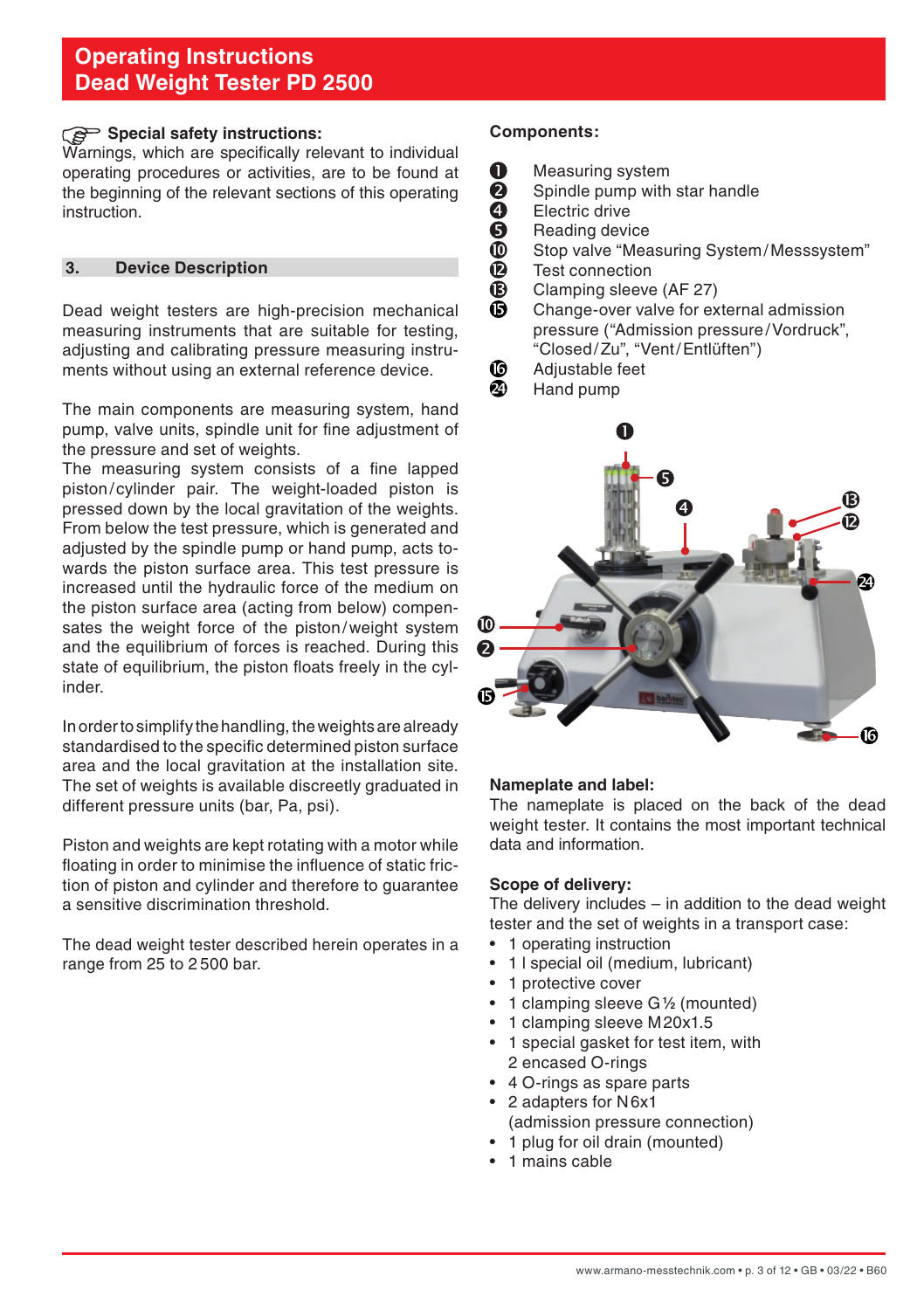# Operating Instructions
# Dead Weight Tester PD 2500

**Special safety instructions:**
Warnings, which are specifically relevant to individual operating procedures or activities, are to be found at the beginning of the relevant sections of this operating instruction.

## 3. Device Description

Dead weight testers are high-precision mechanical measuring instruments that are suitable for testing, adjusting and calibrating pressure measuring instruments without using an external reference device.

The main components are measuring system, hand pump, valve units, spindle unit for fine adjustment of the pressure and set of weights.
The measuring system consists of a fine lapped piston/cylinder pair. The weight-loaded piston is pressed down by the local gravitation of the weights. From below the test pressure, which is generated and adjusted by the spindle pump or hand pump, acts towards the piston surface area. This test pressure is increased until the hydraulic force of the medium on the piston surface area (acting from below) compensates the weight force of the piston/weight system and the equilibrium of forces is reached. During this state of equilibrium, the piston floats freely in the cylinder.

In order to simplify the handling, the weights are already standardised to the specific determined piston surface area and the local gravitation at the installation site. The set of weights is available discreetly graduated in different pressure units (bar, Pa, psi).

Piston and weights are kept rotating with a motor while floating in order to minimise the influence of static friction of piston and cylinder and therefore to guarantee a sensitive discrimination threshold.

The dead weight tester described herein operates in a range from 25 to 2 500 bar.

**Components:**

- ❶ Measuring system
- ❷ Spindle pump with star handle
- ❹ Electric drive
- ❺ Reading device
- ❿ Stop valve “Measuring System/Messsystem”
- ⓬ Test connection
- ⓭ Clamping sleeve (AF 27)
- ⓯ Change-over valve for external admission pressure (“Admission pressure/Vordruck”, “Closed/Zu”, “Vent/Entlüften”)
- ⓰ Adjustable feet
- ㉔ Hand pump

**Nameplate and label:**
The nameplate is placed on the back of the dead weight tester. It contains the most important technical data and information.

**Scope of delivery:**
The delivery includes – in addition to the dead weight tester and the set of weights in a transport case:

- 1 operating instruction
- 1 l special oil (medium, lubricant)
- 1 protective cover
- 1 clamping sleeve G ½ (mounted)
- 1 clamping sleeve M20x1.5
- 1 special gasket for test item, with 2 encased O-rings
- 4 O-rings as spare parts
- 2 adapters for N6x1 (admission pressure connection)
- 1 plug for oil drain (mounted)
- 1 mains cable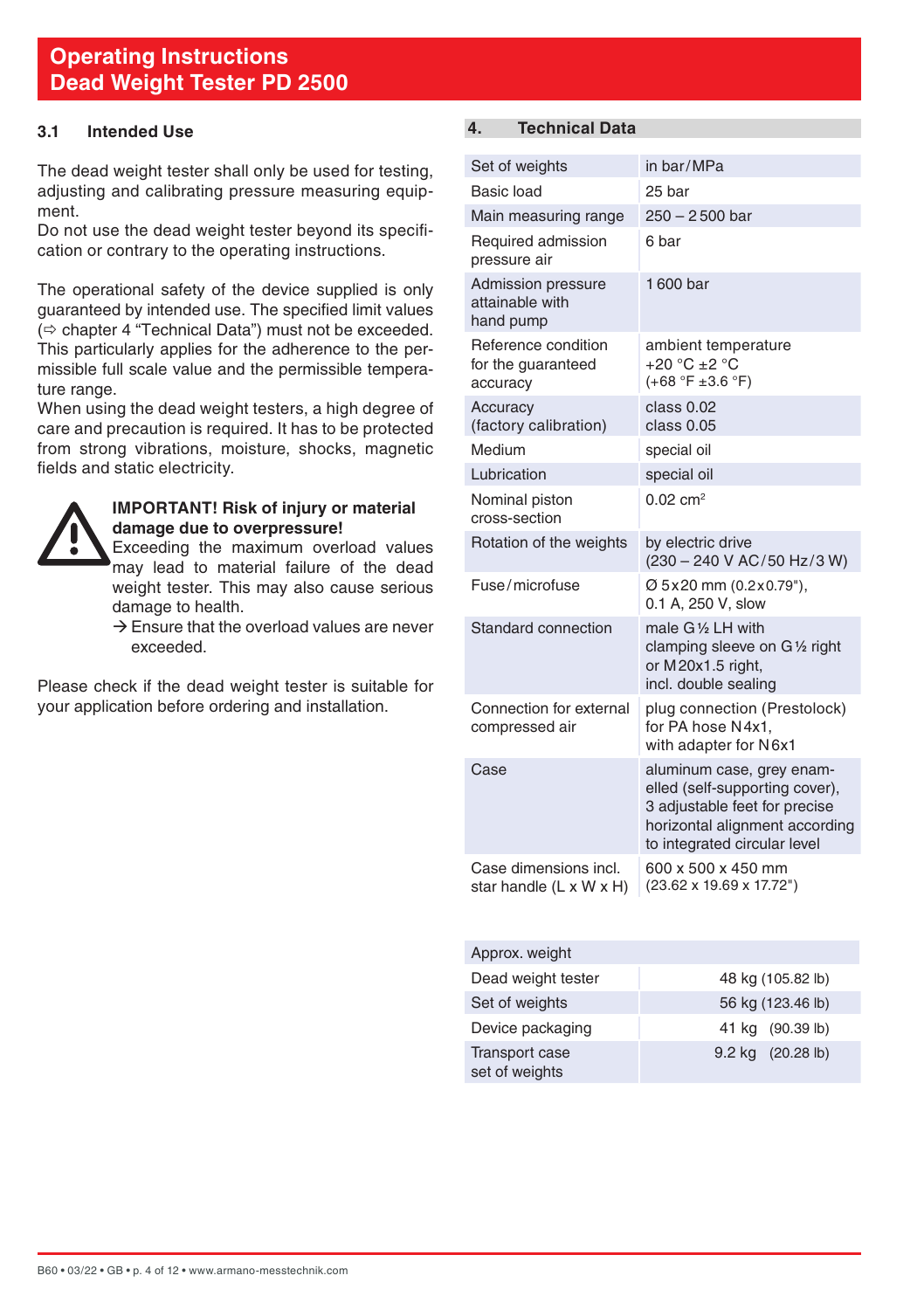# Operating Instructions Dead Weight Tester PD 2500

### 3.1 Intended Use

The dead weight tester shall only be used for testing, adjusting and calibrating pressure measuring equipment.
Do not use the dead weight tester beyond its specification or contrary to the operating instructions.

The operational safety of the device supplied is only guaranteed by intended use. The specified limit values (⇨ chapter 4 "Technical Data") must not be exceeded. This particularly applies for the adherence to the permissible full scale value and the permissible temperature range.
When using the dead weight testers, a high degree of care and precaution is required. It has to be protected from strong vibrations, moisture, shocks, magnetic fields and static electricity.

**IMPORTANT! Risk of injury or material damage due to overpressure!**
Exceeding the maximum overload values may lead to material failure of the dead weight tester. This may also cause serious damage to health.
→ Ensure that the overload values are never exceeded.

Please check if the dead weight tester is suitable for your application before ordering and installation.

## 4. Technical Data

| | |
|---|---|
| Set of weights | in bar/MPa |
| Basic load | 25 bar |
| Main measuring range | 250 – 2 500 bar |
| Required admission pressure air | 6 bar |
| Admission pressure attainable with hand pump | 1 600 bar |
| Reference condition for the guaranteed accuracy | ambient temperature +20 °C ±2 °C (+68 °F ±3.6 °F) |
| Accuracy (factory calibration) | class 0.02<br>class 0.05 |
| Medium | special oil |
| Lubrication | special oil |
| Nominal piston cross-section | 0.02 cm² |
| Rotation of the weights | by electric drive (230 – 240 V AC/50 Hz/3 W) |
| Fuse/microfuse | Ø 5x20 mm (0.2x0.79"), 0.1 A, 250 V, slow |
| Standard connection | male G½ LH with clamping sleeve on G½ right or M20x1.5 right, incl. double sealing |
| Connection for external compressed air | plug connection (Prestolock) for PA hose N4x1, with adapter for N6x1 |
| Case | aluminum case, grey enamelled (self-supporting cover), 3 adjustable feet for precise horizontal alignment according to integrated circular level |
| Case dimensions incl. star handle (L x W x H) | 600 x 500 x 450 mm (23.62 x 19.69 x 17.72") |

| Approx. weight | |
|---|---|
| Dead weight tester | 48 kg (105.82 lb) |
| Set of weights | 56 kg (123.46 lb) |
| Device packaging | 41 kg (90.39 lb) |
| Transport case set of weights | 9.2 kg (20.28 lb) |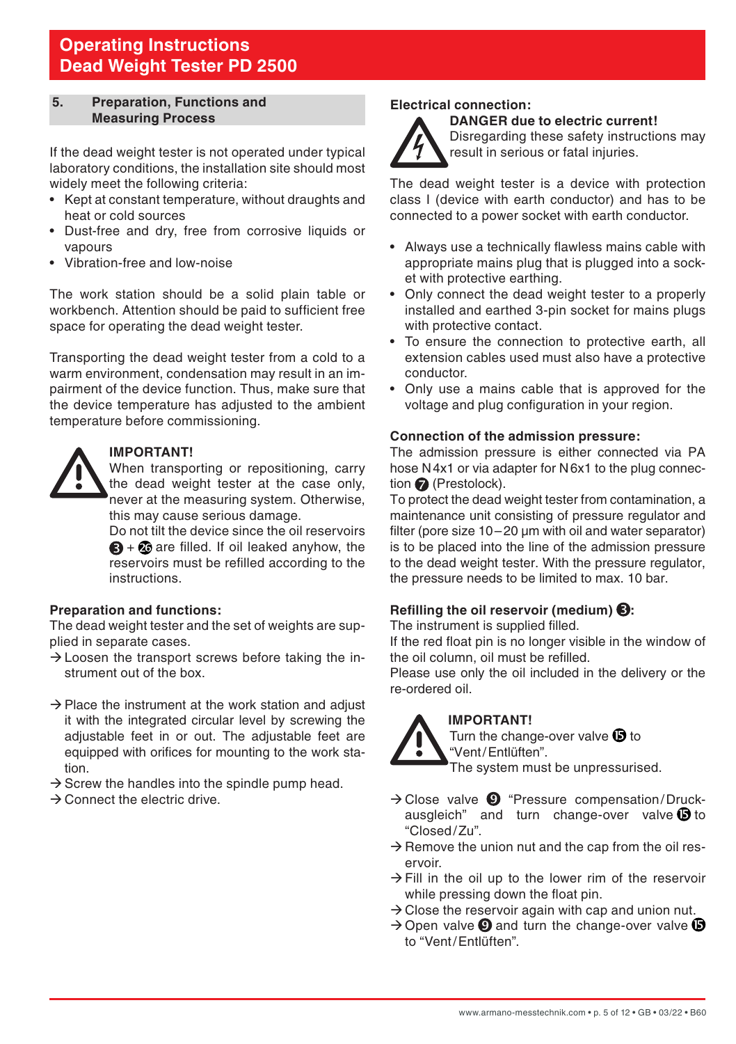# Operating Instructions
# Dead Weight Tester PD 2500

## 5. Preparation, Functions and Measuring Process

If the dead weight tester is not operated under typical laboratory conditions, the installation site should most widely meet the following criteria:

- Kept at constant temperature, without draughts and heat or cold sources
- Dust-free and dry, free from corrosive liquids or vapours
- Vibration-free and low-noise

The work station should be a solid plain table or workbench. Attention should be paid to sufficient free space for operating the dead weight tester.

Transporting the dead weight tester from a cold to a warm environment, condensation may result in an impairment of the device function. Thus, make sure that the device temperature has adjusted to the ambient temperature before commissioning.

**IMPORTANT!**
When transporting or repositioning, carry the dead weight tester at the case only, never at the measuring system. Otherwise, this may cause serious damage.
Do not tilt the device since the oil reservoirs ❸ + ㉖ are filled. If oil leaked anyhow, the reservoirs must be refilled according to the instructions.

### Preparation and functions:

The dead weight tester and the set of weights are supplied in separate cases.

→ Loosen the transport screws before taking the instrument out of the box.

→ Place the instrument at the work station and adjust it with the integrated circular level by screwing the adjustable feet in or out. The adjustable feet are equipped with orifices for mounting to the work station.
→ Screw the handles into the spindle pump head.
→ Connect the electric drive.

### Electrical connection:

**DANGER due to electric current!**
Disregarding these safety instructions may result in serious or fatal injuries.

The dead weight tester is a device with protection class I (device with earth conductor) and has to be connected to a power socket with earth conductor.

- Always use a technically flawless mains cable with appropriate mains plug that is plugged into a socket with protective earthing.
- Only connect the dead weight tester to a properly installed and earthed 3-pin socket for mains plugs with protective contact.
- To ensure the connection to protective earth, all extension cables used must also have a protective conductor.
- Only use a mains cable that is approved for the voltage and plug configuration in your region.

### Connection of the admission pressure:

The admission pressure is either connected via PA hose N4x1 or via adapter for N6x1 to the plug connection ❼ (Prestolock).
To protect the dead weight tester from contamination, a maintenance unit consisting of pressure regulator and filter (pore size 10–20 µm with oil and water separator) is to be placed into the line of the admission pressure to the dead weight tester. With the pressure regulator, the pressure needs to be limited to max. 10 bar.

### Refilling the oil reservoir (medium) ❸:

The instrument is supplied filled.
If the red float pin is no longer visible in the window of the oil column, oil must be refilled.
Please use only the oil included in the delivery or the re-ordered oil.

**IMPORTANT!**
Turn the change-over valve ⓯ to "Vent/Entlüften".
The system must be unpressurised.

→ Close valve ❾ "Pressure compensation/Druckausgleich" and turn change-over valve ⓯ to "Closed/Zu".
→ Remove the union nut and the cap from the oil reservoir.
→ Fill in the oil up to the lower rim of the reservoir while pressing down the float pin.
→ Close the reservoir again with cap and union nut.
→ Open valve ❾ and turn the change-over valve ⓯ to "Vent/Entlüften".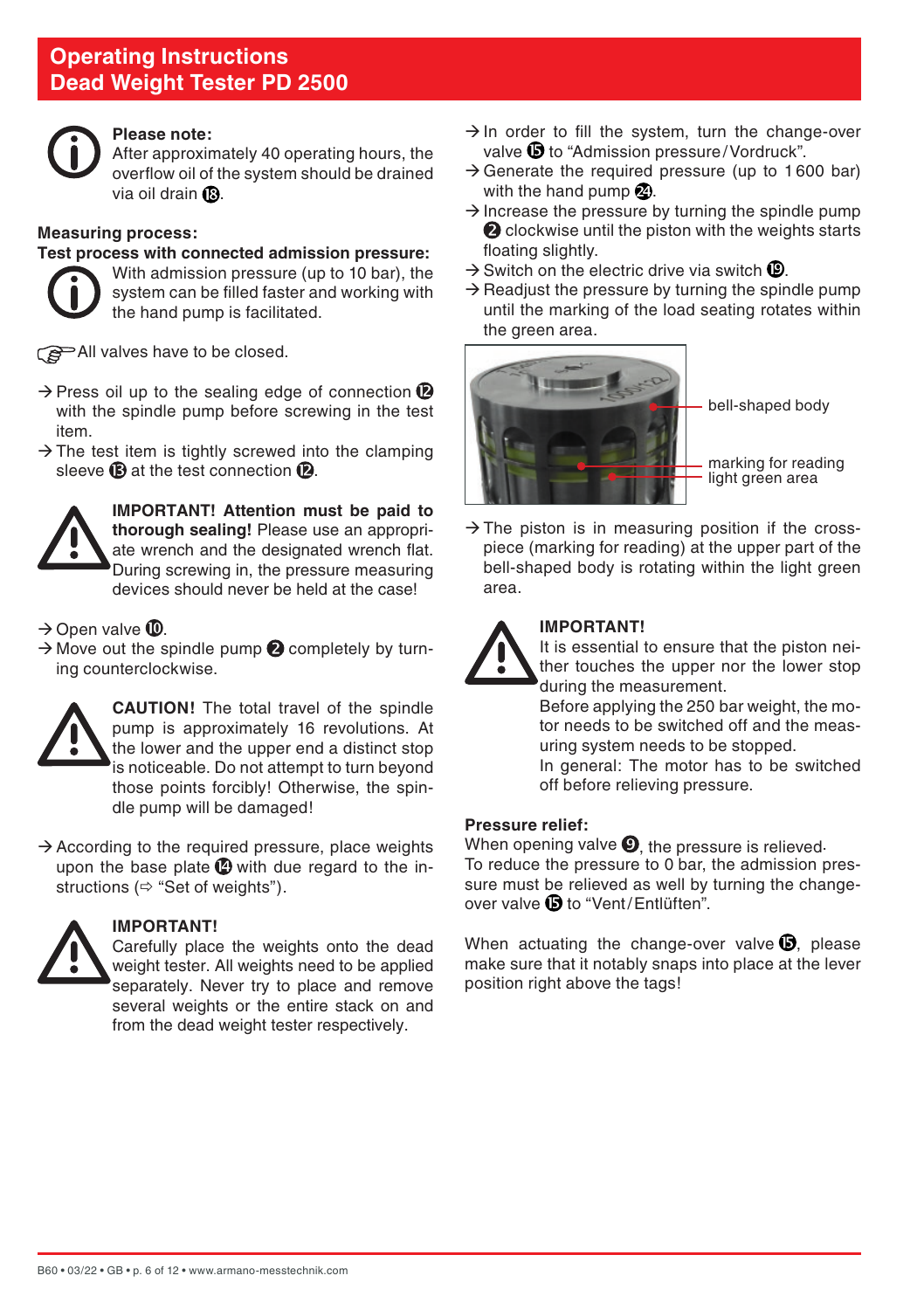# Operating Instructions
# Dead Weight Tester PD 2500

**Please note:**
After approximately 40 operating hours, the overflow oil of the system should be drained via oil drain ⑱.

**Measuring process:**

**Test process with connected admission pressure:**

With admission pressure (up to 10 bar), the system can be filled faster and working with the hand pump is facilitated.

☞ All valves have to be closed.

→ Press oil up to the sealing edge of connection ⑫ with the spindle pump before screwing in the test item.

→ The test item is tightly screwed into the clamping sleeve ⑬ at the test connection ⑫.

**IMPORTANT! Attention must be paid to thorough sealing!** Please use an appropriate wrench and the designated wrench flat. During screwing in, the pressure measuring devices should never be held at the case!

→ Open valve ⑩.

→ Move out the spindle pump ❷ completely by turning counterclockwise.

**CAUTION!** The total travel of the spindle pump is approximately 16 revolutions. At the lower and the upper end a distinct stop is noticeable. Do not attempt to turn beyond those points forcibly! Otherwise, the spindle pump will be damaged!

→ According to the required pressure, place weights upon the base plate ⑭ with due regard to the instructions (⇨ "Set of weights").

**IMPORTANT!**
Carefully place the weights onto the dead weight tester. All weights need to be applied separately. Never try to place and remove several weights or the entire stack on and from the dead weight tester respectively.

→ In order to fill the system, turn the change-over valve ⑮ to "Admission pressure / Vordruck".

→ Generate the required pressure (up to 1 600 bar) with the hand pump ㉔.

→ Increase the pressure by turning the spindle pump ❷ clockwise until the piston with the weights starts floating slightly.

→ Switch on the electric drive via switch ⑲.

→ Readjust the pressure by turning the spindle pump until the marking of the load seating rotates within the green area.

bell-shaped body

marking for reading light green area

→ The piston is in measuring position if the cross-piece (marking for reading) at the upper part of the bell-shaped body is rotating within the light green area.

**IMPORTANT!**
It is essential to ensure that the piston neither touches the upper nor the lower stop during the measurement.
Before applying the 250 bar weight, the motor needs to be switched off and the measuring system needs to be stopped.
In general: The motor has to be switched off before relieving pressure.

**Pressure relief:**
When opening valve ❾, the pressure is relieved.
To reduce the pressure to 0 bar, the admission pressure must be relieved as well by turning the change-over valve ⑮ to "Vent / Entlüften".

When actuating the change-over valve ⑮, please make sure that it notably snaps into place at the lever position right above the tags!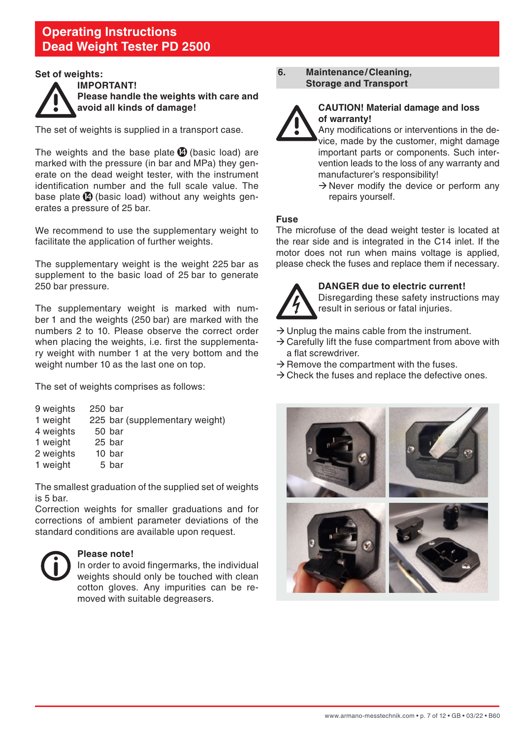**Set of weights:**

**IMPORTANT!**
**Please handle the weights with care and avoid all kinds of damage!**

The set of weights is supplied in a transport case.

The weights and the base plate ⓮ (basic load) are marked with the pressure (in bar and MPa) they generate on the dead weight tester, with the instrument identification number and the full scale value. The base plate ⓮ (basic load) without any weights generates a pressure of 25 bar.

We recommend to use the supplementary weight to facilitate the application of further weights.

The supplementary weight is the weight 225 bar as supplement to the basic load of 25 bar to generate 250 bar pressure.

The supplementary weight is marked with number 1 and the weights (250 bar) are marked with the numbers 2 to 10. Please observe the correct order when placing the weights, i.e. first the supplementary weight with number 1 at the very bottom and the weight number 10 as the last one on top.

The set of weights comprises as follows:

| | |
|---|---|
| 9 weights | 250 bar |
| 1 weight | 225 bar (supplementary weight) |
| 4 weights | 50 bar |
| 1 weight | 25 bar |
| 2 weights | 10 bar |
| 1 weight | 5 bar |

The smallest graduation of the supplied set of weights is 5 bar.
Correction weights for smaller graduations and for corrections of ambient parameter deviations of the standard conditions are available upon request.

**Please note!**
In order to avoid fingermarks, the individual weights should only be touched with clean cotton gloves. Any impurities can be removed with suitable degreasers.

## 6. Maintenance/Cleaning, Storage and Transport

**CAUTION! Material damage and loss of warranty!**
Any modifications or interventions in the device, made by the customer, might damage important parts or components. Such intervention leads to the loss of any warranty and manufacturer's responsibility!
→ Never modify the device or perform any repairs yourself.

**Fuse**
The microfuse of the dead weight tester is located at the rear side and is integrated in the C14 inlet. If the motor does not run when mains voltage is applied, please check the fuses and replace them if necessary.

**DANGER due to electric current!**
Disregarding these safety instructions may result in serious or fatal injuries.

→ Unplug the mains cable from the instrument.
→ Carefully lift the fuse compartment from above with a flat screwdriver.
→ Remove the compartment with the fuses.
→ Check the fuses and replace the defective ones.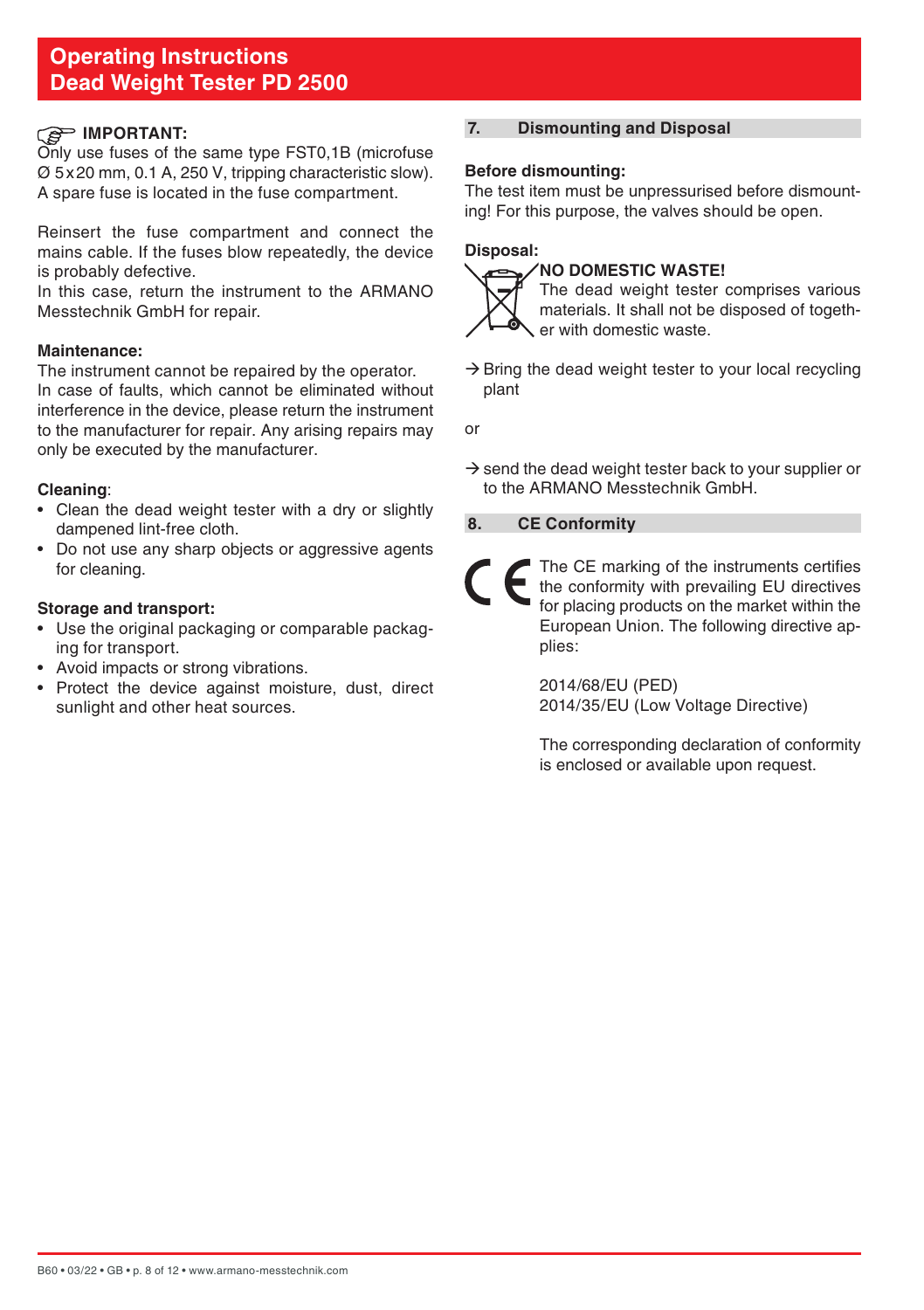**IMPORTANT:**
Only use fuses of the same type FST0,1B (microfuse Ø 5x20 mm, 0.1 A, 250 V, tripping characteristic slow). A spare fuse is located in the fuse compartment.

Reinsert the fuse compartment and connect the mains cable. If the fuses blow repeatedly, the device is probably defective.
In this case, return the instrument to the ARMANO Messtechnik GmbH for repair.

**Maintenance:**
The instrument cannot be repaired by the operator. In case of faults, which cannot be eliminated without interference in the device, please return the instrument to the manufacturer for repair. Any arising repairs may only be executed by the manufacturer.

**Cleaning**:
- Clean the dead weight tester with a dry or slightly dampened lint-free cloth.
- Do not use any sharp objects or aggressive agents for cleaning.

**Storage and transport:**
- Use the original packaging or comparable packaging for transport.
- Avoid impacts or strong vibrations.
- Protect the device against moisture, dust, direct sunlight and other heat sources.

## 7. Dismounting and Disposal

**Before dismounting:**
The test item must be unpressurised before dismounting! For this purpose, the valves should be open.

**Disposal:**

**NO DOMESTIC WASTE!**
The dead weight tester comprises various materials. It shall not be disposed of together with domestic waste.

→ Bring the dead weight tester to your local recycling plant

or

→ send the dead weight tester back to your supplier or to the ARMANO Messtechnik GmbH.

## 8. CE Conformity

The CE marking of the instruments certifies the conformity with prevailing EU directives for placing products on the market within the European Union. The following directive applies:

2014/68/EU (PED)
2014/35/EU (Low Voltage Directive)

The corresponding declaration of conformity is enclosed or available upon request.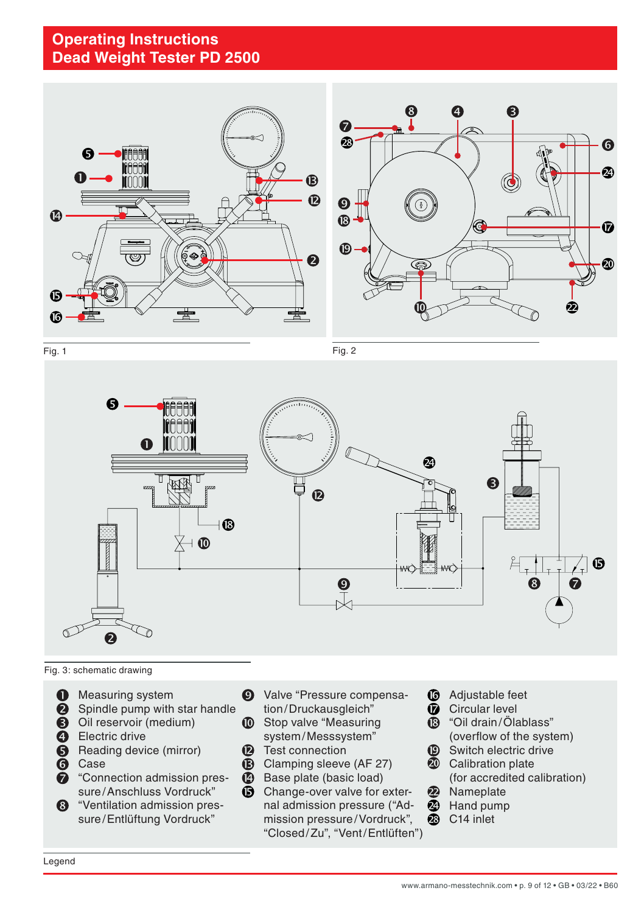# Operating Instructions
# Dead Weight Tester PD 2500

Fig. 1

Fig. 2

Fig. 3: schematic drawing

1. Measuring system
2. Spindle pump with star handle
3. Oil reservoir (medium)
4. Electric drive
5. Reading device (mirror)
6. Case
7. “Connection admission pressure/Anschluss Vordruck”
8. “Ventilation admission pressure/Entlüftung Vordruck”
9. Valve “Pressure compensation/Druckausgleich”
10. Stop valve “Measuring system/Messsystem”
12. Test connection
13. Clamping sleeve (AF 27)
14. Base plate (basic load)
15. Change-over valve for external admission pressure (“Admission pressure/Vordruck”, “Closed/Zu”, “Vent/Entlüften”)
16. Adjustable feet
17. Circular level
18. “Oil drain/Ölablass” (overflow of the system)
19. Switch electric drive
20. Calibration plate (for accredited calibration)
22. Nameplate
24. Hand pump
28. C14 inlet

Legend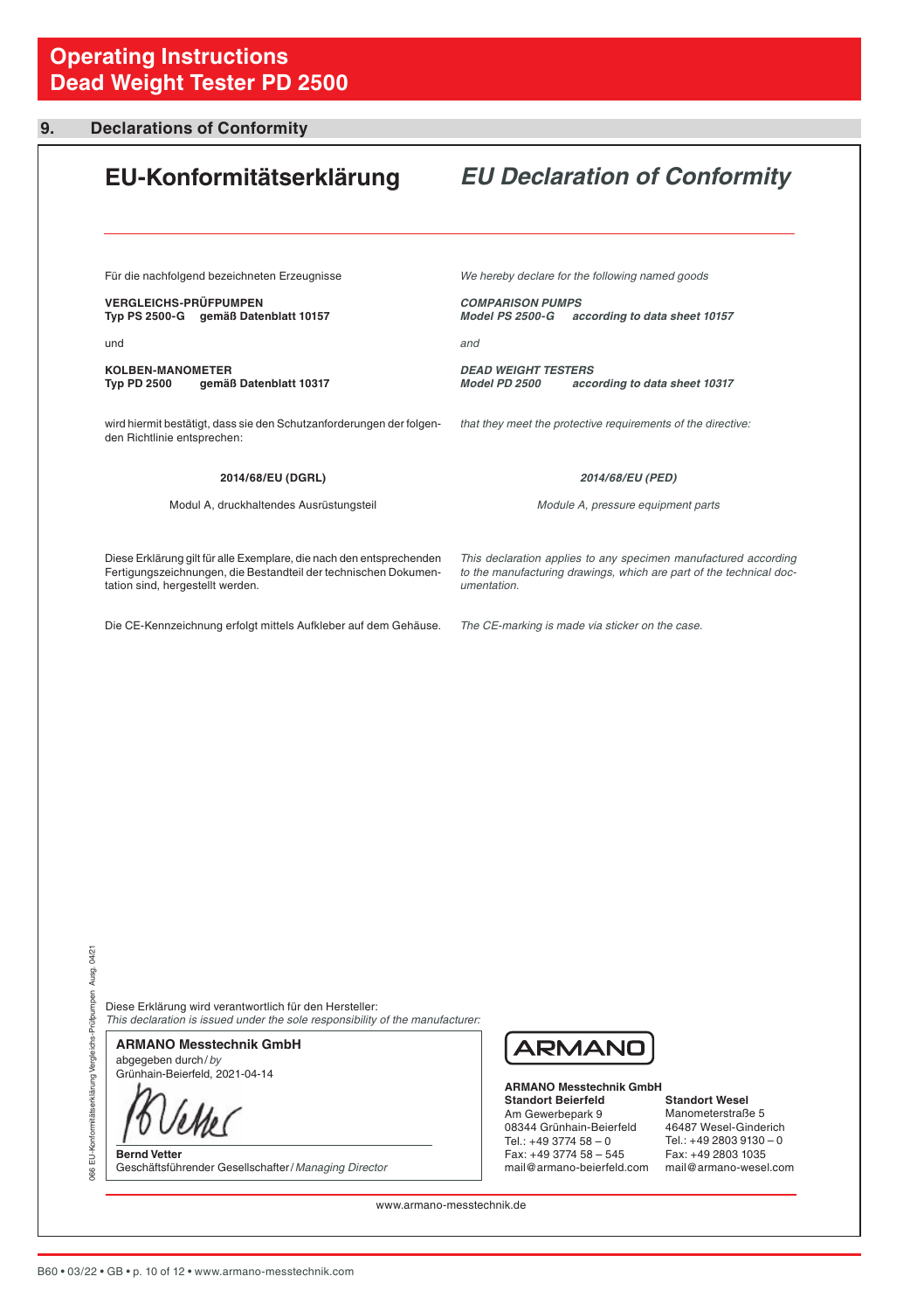## 9. Declarations of Conformity

# EU-Konformitätserklärung

# *EU Declaration of Conformity*

Für die nachfolgend bezeichneten Erzeugnisse

*We hereby declare for the following named goods*

**VERGLEICHS-PRÜFPUMPEN**
**Typ PS 2500-G gemäß Datenblatt 10157**

***COMPARISON PUMPS***
***Model PS 2500-G according to data sheet 10157***

und

*and*

**KOLBEN-MANOMETER**
**Typ PD 2500 gemäß Datenblatt 10317**

***DEAD WEIGHT TESTERS***
***Model PD 2500 according to data sheet 10317***

wird hiermit bestätigt, dass sie den Schutzanforderungen der folgenden Richtlinie entsprechen:

*that they meet the protective requirements of the directive:*

**2014/68/EU (DGRL)**

Modul A, druckhaltendes Ausrüstungsteil

***2014/68/EU (PED)***

*Module A, pressure equipment parts*

Diese Erklärung gilt für alle Exemplare, die nach den entsprechenden Fertigungszeichnungen, die Bestandteil der technischen Dokumentation sind, hergestellt werden.

*This declaration applies to any specimen manufactured according to the manufacturing drawings, which are part of the technical documentation.*

Die CE-Kennzeichnung erfolgt mittels Aufkleber auf dem Gehäuse.

*The CE-marking is made via sticker on the case.*

066 EU-Konformitätserklärung Vergleichs-Prüfpumpen Ausg. 04/21

Diese Erklärung wird verantwortlich für den Hersteller:
*This declaration is issued under the sole responsibility of the manufacturer:*

**ARMANO Messtechnik GmbH**
abgegeben durch / *by*
Grünhain-Beierfeld, 2021-04-14

**Bernd Vetter**
Geschäftsführender Gesellschafter / *Managing Director*

ARMANO

**ARMANO Messtechnik GmbH**

**Standort Beierfeld**
Am Gewerbepark 9
08344 Grünhain-Beierfeld
Tel.: +49 3774 58 – 0
Fax: +49 3774 58 – 545
mail@armano-beierfeld.com

**Standort Wesel**
Manometerstraße 5
46487 Wesel-Ginderich
Tel.: +49 2803 9130 – 0
Fax: +49 2803 1035
mail@armano-wesel.com

www.armano-messtechnik.de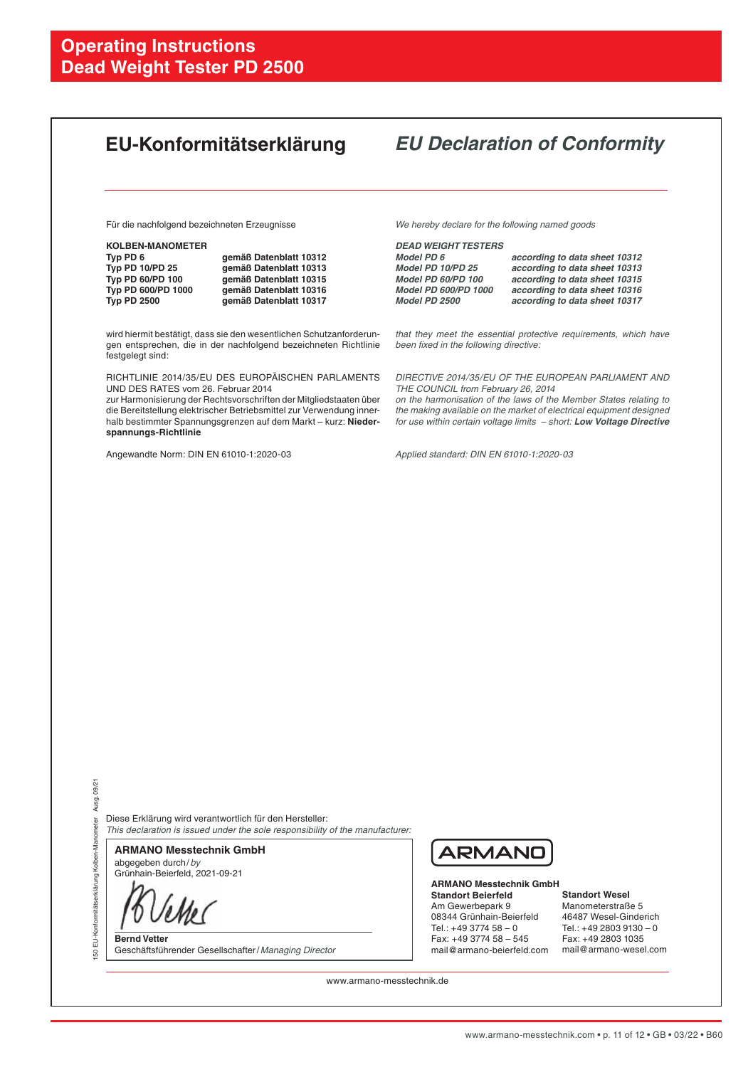# Operating Instructions
# Dead Weight Tester PD 2500

## EU-Konformitätserklärung

## *EU Declaration of Conformity*

Für die nachfolgend bezeichneten Erzeugnisse

**KOLBEN-MANOMETER**

| | |
|---|---|
| **Typ PD 6** | **gemäß Datenblatt 10312** |
| **Typ PD 10/PD 25** | **gemäß Datenblatt 10313** |
| **Typ PD 60/PD 100** | **gemäß Datenblatt 10315** |
| **Typ PD 600/PD 1000** | **gemäß Datenblatt 10316** |
| **Typ PD 2500** | **gemäß Datenblatt 10317** |

wird hiermit bestätigt, dass sie den wesentlichen Schutzanforderungen entsprechen, die in der nachfolgend bezeichneten Richtlinie festgelegt sind:

RICHTLINIE 2014/35/EU DES EUROPÄISCHEN PARLAMENTS UND DES RATES vom 26. Februar 2014
zur Harmonisierung der Rechtsvorschriften der Mitgliedstaaten über die Bereitstellung elektrischer Betriebsmittel zur Verwendung innerhalb bestimmter Spannungsgrenzen auf dem Markt – kurz: **Niederspannungs-Richtlinie**

Angewandte Norm: DIN EN 61010-1:2020-03

*We hereby declare for the following named goods*

***DEAD WEIGHT TESTERS***

| | |
|---|---|
| ***Model PD 6*** | ***according to data sheet 10312*** |
| ***Model PD 10/PD 25*** | ***according to data sheet 10313*** |
| ***Model PD 60/PD 100*** | ***according to data sheet 10315*** |
| ***Model PD 600/PD 1000*** | ***according to data sheet 10316*** |
| ***Model PD 2500*** | ***according to data sheet 10317*** |

*that they meet the essential protective requirements, which have been fixed in the following directive:*

*DIRECTIVE 2014/35/EU OF THE EUROPEAN PARLIAMENT AND THE COUNCIL from February 26, 2014*
*on the harmonisation of the laws of the Member States relating to the making available on the market of electrical equipment designed for use within certain voltage limits – short:* ***Low Voltage Directive***

*Applied standard: DIN EN 61010-1:2020-03*

Diese Erklärung wird verantwortlich für den Hersteller:
*This declaration is issued under the sole responsibility of the manufacturer:*

**ARMANO Messtechnik GmbH**
abgegeben durch / *by*
Grünhain-Beierfeld, 2021-09-21

**Bernd Vetter**
Geschäftsführender Gesellschafter / *Managing Director*

ARMANO

**ARMANO Messtechnik GmbH**

**Standort Beierfeld**
Am Gewerbepark 9
08344 Grünhain-Beierfeld
Tel.: +49 3774 58 – 0
Fax: +49 3774 58 – 545
mail@armano-beierfeld.com

**Standort Wesel**
Manometerstraße 5
46487 Wesel-Ginderich
Tel.: +49 2803 9130 – 0
Fax: +49 2803 1035
mail@armano-wesel.com

www.armano-messtechnik.de

150 EU-Konformitätserklärung Kolben-Manometer Ausg. 09/21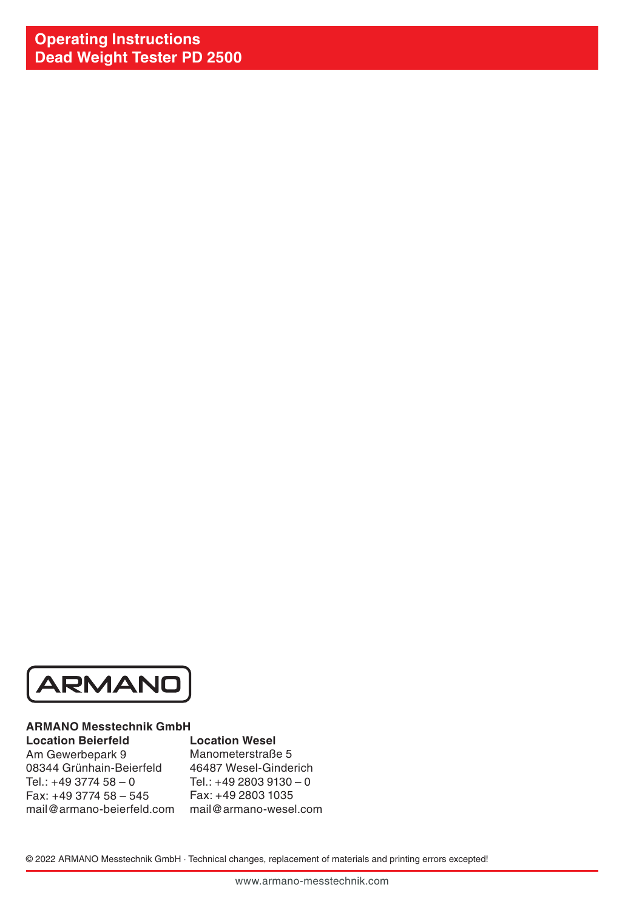**Operating Instructions**
**Dead Weight Tester PD 2500**

ARMANO

**ARMANO Messtechnik GmbH**

**Location Beierfeld**
Am Gewerbepark 9
08344 Grünhain-Beierfeld
Tel.: +49 3774 58 – 0
Fax: +49 3774 58 – 545
mail@armano-beierfeld.com

**Location Wesel**
Manometerstraße 5
46487 Wesel-Ginderich
Tel.: +49 2803 9130 – 0
Fax: +49 2803 1035
mail@armano-wesel.com

© 2022 ARMANO Messtechnik GmbH · Technical changes, replacement of materials and printing errors excepted!

www.armano-messtechnik.com